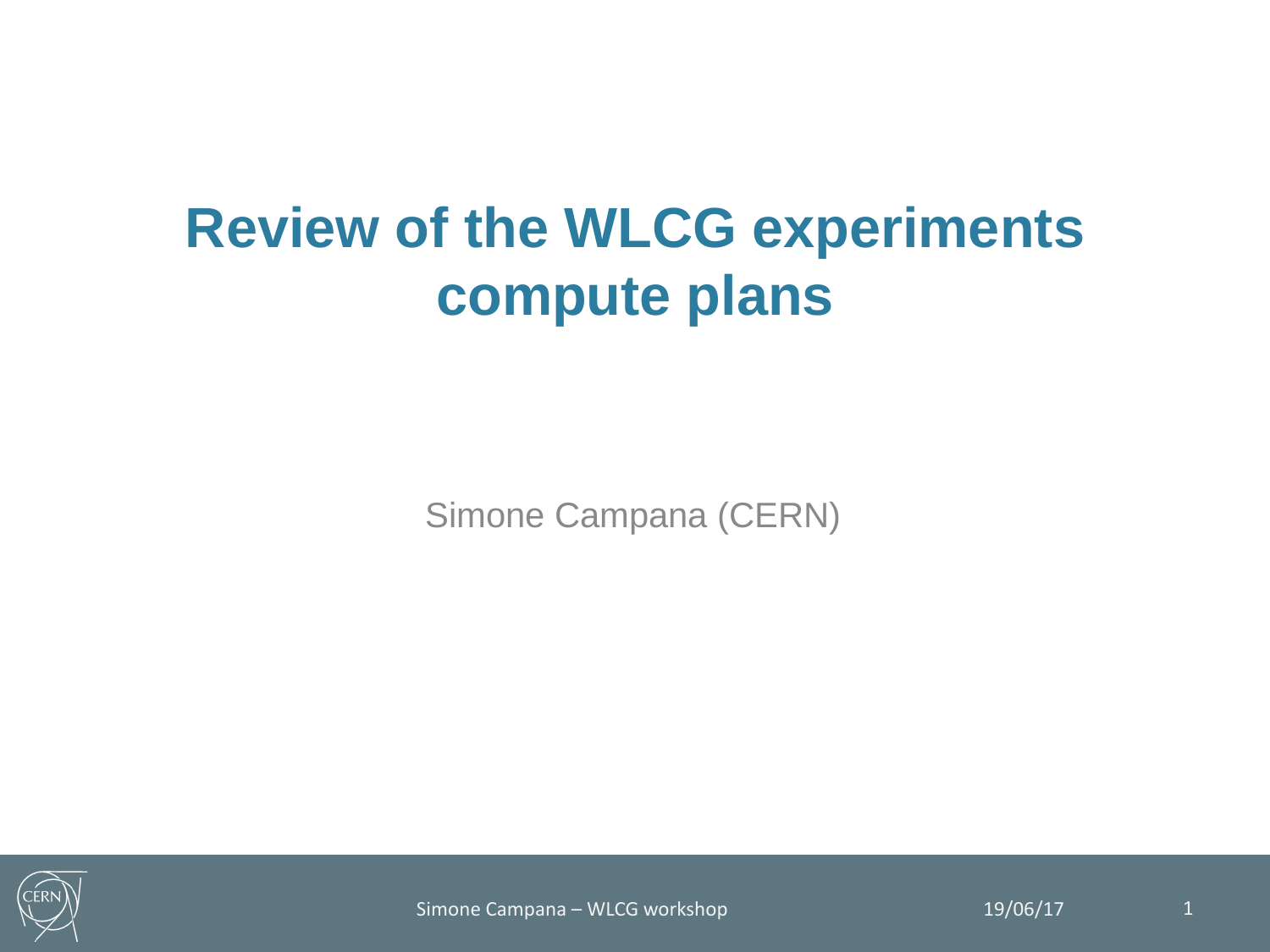# Review of the WLCG experiments compute plans

Simone Campana (CERN)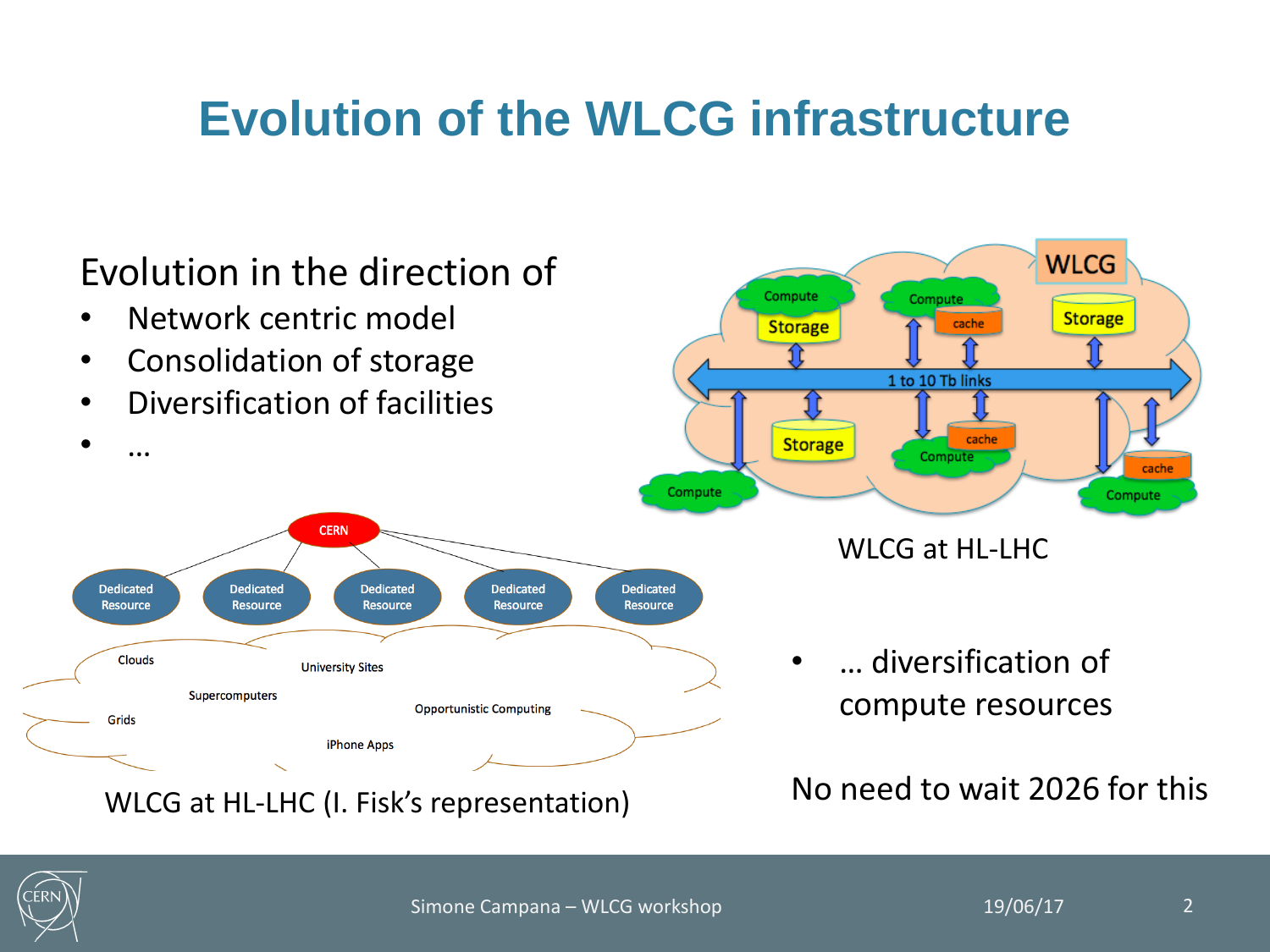# Evolution of the WLCG infrastructure

Evolution in the direction of

- Network centric model
- Consolidation of storage
- Diversification of facilities
- …

WLCG at HL-LHC

WLCG at HL-LHC (I. Fisk's representation)

- … diversification of compute resources

No need to wait 2026 for this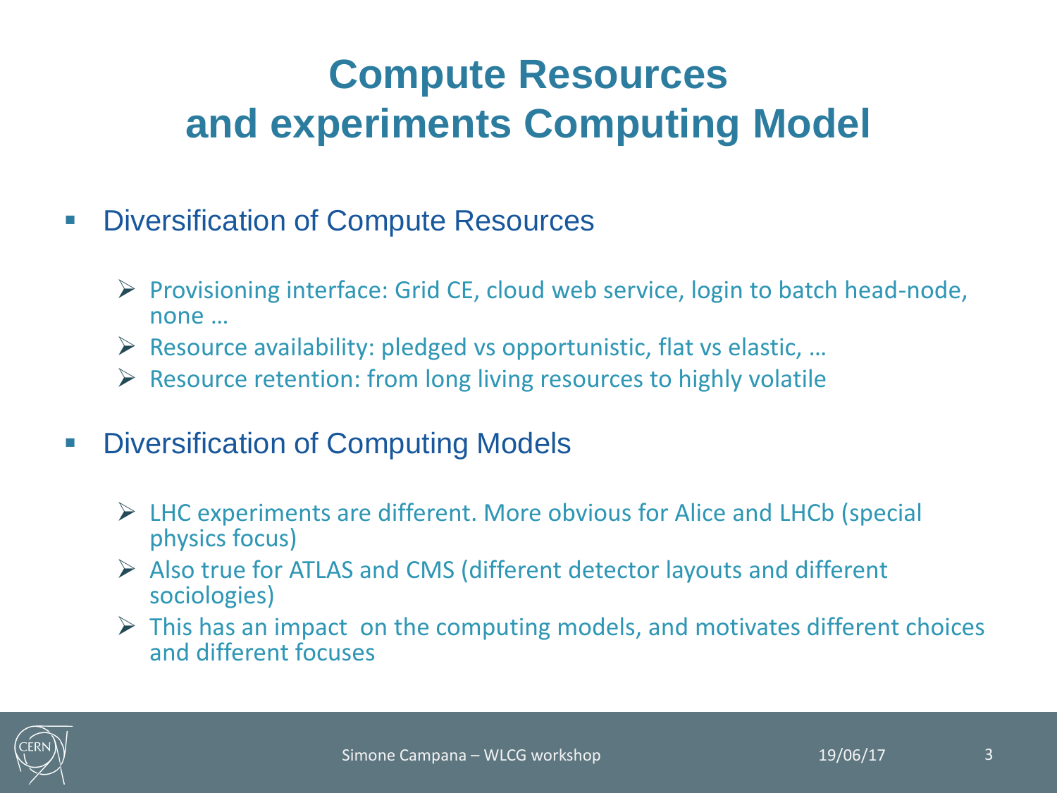# Compute Resources and experiments Computing Model

- Diversification of Compute Resources
  - Provisioning interface: Grid CE, cloud web service, login to batch head-node, none …
  - Resource availability: pledged vs opportunistic, flat vs elastic, …
  - Resource retention: from long living resources to highly volatile
- Diversification of Computing Models
  - LHC experiments are different. More obvious for Alice and LHCb (special physics focus)
  - Also true for ATLAS and CMS (different detector layouts and different sociologies)
  - This has an impact on the computing models, and motivates different choices and different focuses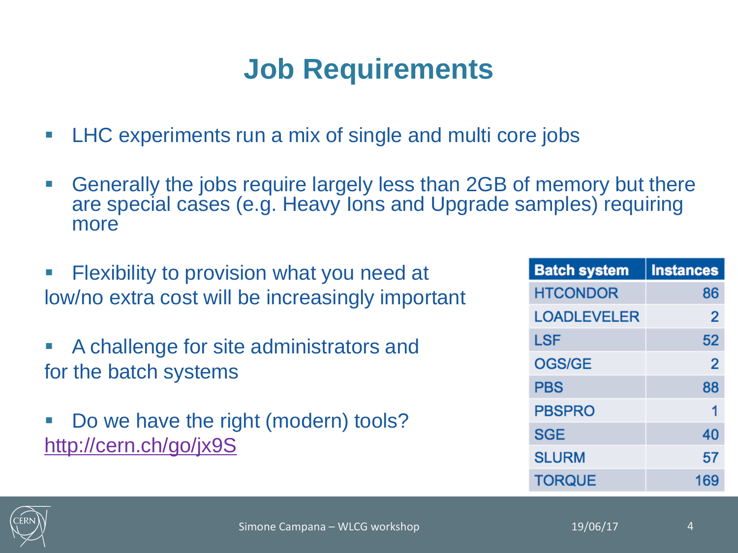# Job Requirements

- LHC experiments run a mix of single and multi core jobs
- Generally the jobs require largely less than 2GB of memory but there are special cases (e.g. Heavy Ions and Upgrade samples) requiring more
- Flexibility to provision what you need at low/no extra cost will be increasingly important
- A challenge for site administrators and for the batch systems
- Do we have the right (modern) tools? http://cern.ch/go/jx9S

| Batch system | Instances |
|---|---|
| HTCONDOR | 86 |
| LOADLEVELER | 2 |
| LSF | 52 |
| OGS/GE | 2 |
| PBS | 88 |
| PBSPRO | 1 |
| SGE | 40 |
| SLURM | 57 |
| TORQUE | 169 |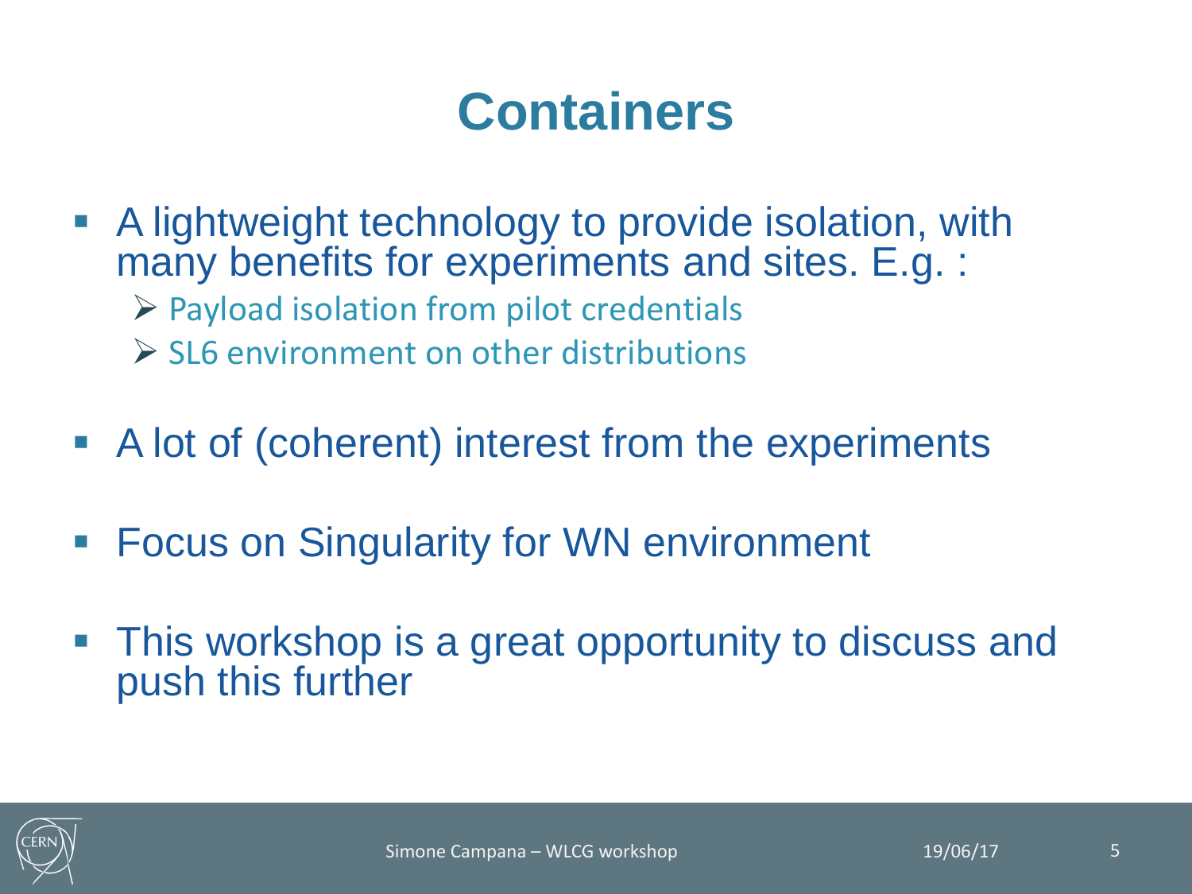# Containers

- A lightweight technology to provide isolation, with many benefits for experiments and sites. E.g. :
  - Payload isolation from pilot credentials
  - SL6 environment on other distributions
- A lot of (coherent) interest from the experiments
- Focus on Singularity for WN environment
- This workshop is a great opportunity to discuss and push this further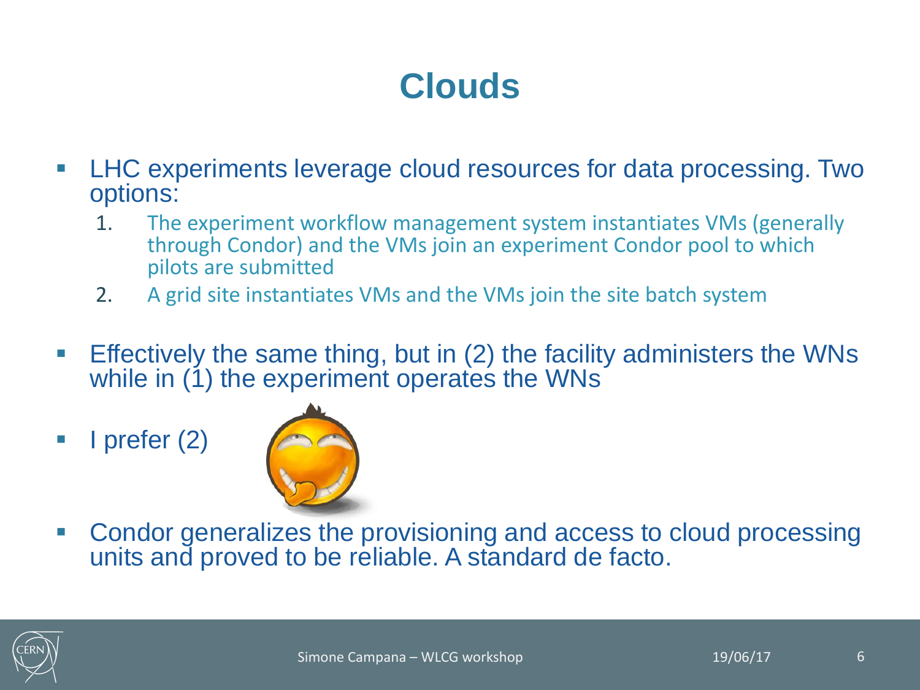# Clouds

- LHC experiments leverage cloud resources for data processing. Two options:
  1. The experiment workflow management system instantiates VMs (generally through Condor) and the VMs join an experiment Condor pool to which pilots are submitted
  2. A grid site instantiates VMs and the VMs join the site batch system

- Effectively the same thing, but in (2) the facility administers the WNs while in (1) the experiment operates the WNs

- I prefer (2)

- Condor generalizes the provisioning and access to cloud processing units and proved to be reliable. A standard de facto.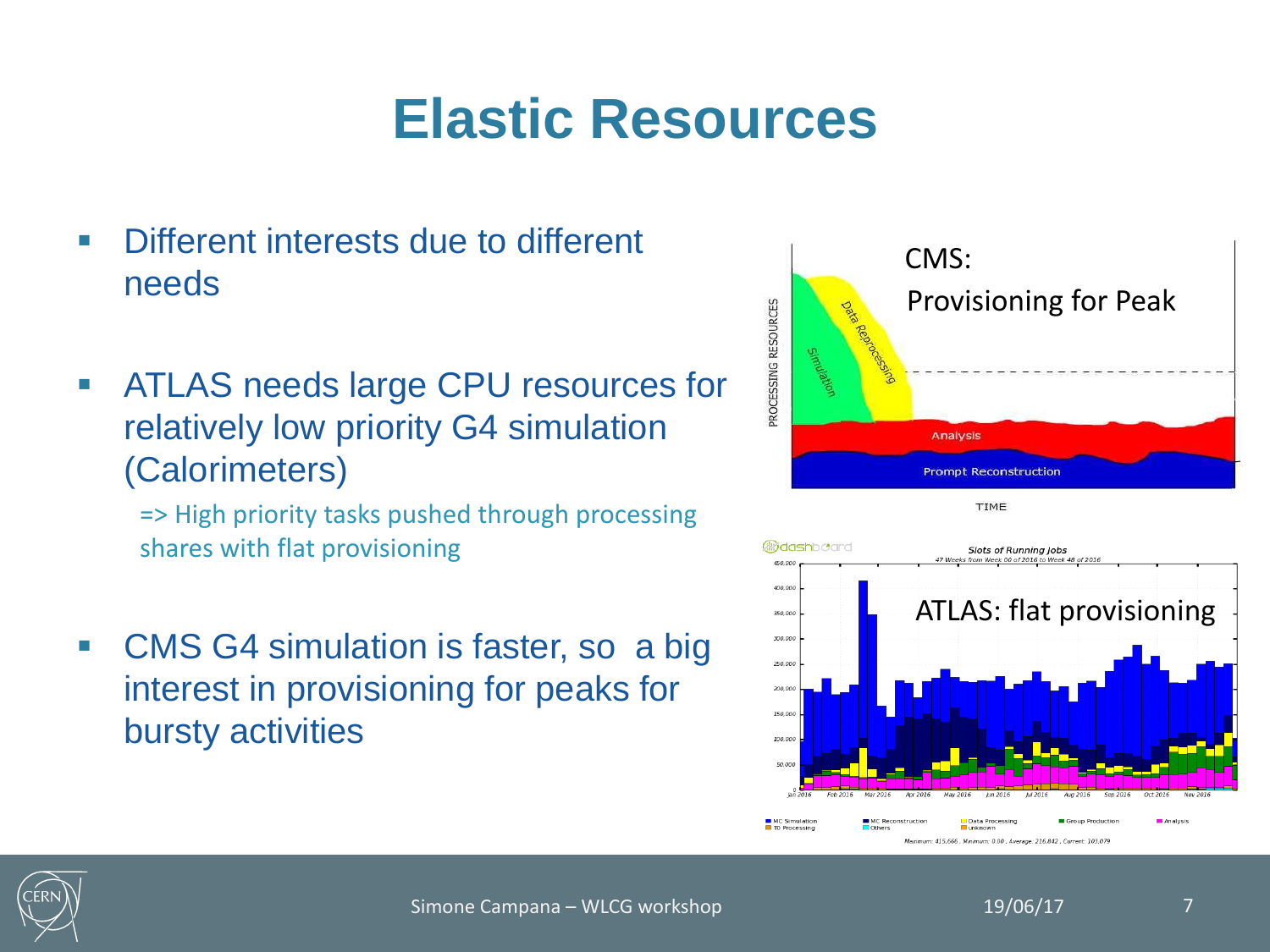# Elastic Resources

- Different interests due to different needs
- ATLAS needs large CPU resources for relatively low priority G4 simulation (Calorimeters)

  => High priority tasks pushed through processing shares with flat provisioning

- CMS G4 simulation is faster, so a big interest in provisioning for peaks for bursty activities

CMS: Provisioning for Peak

ATLAS: flat provisioning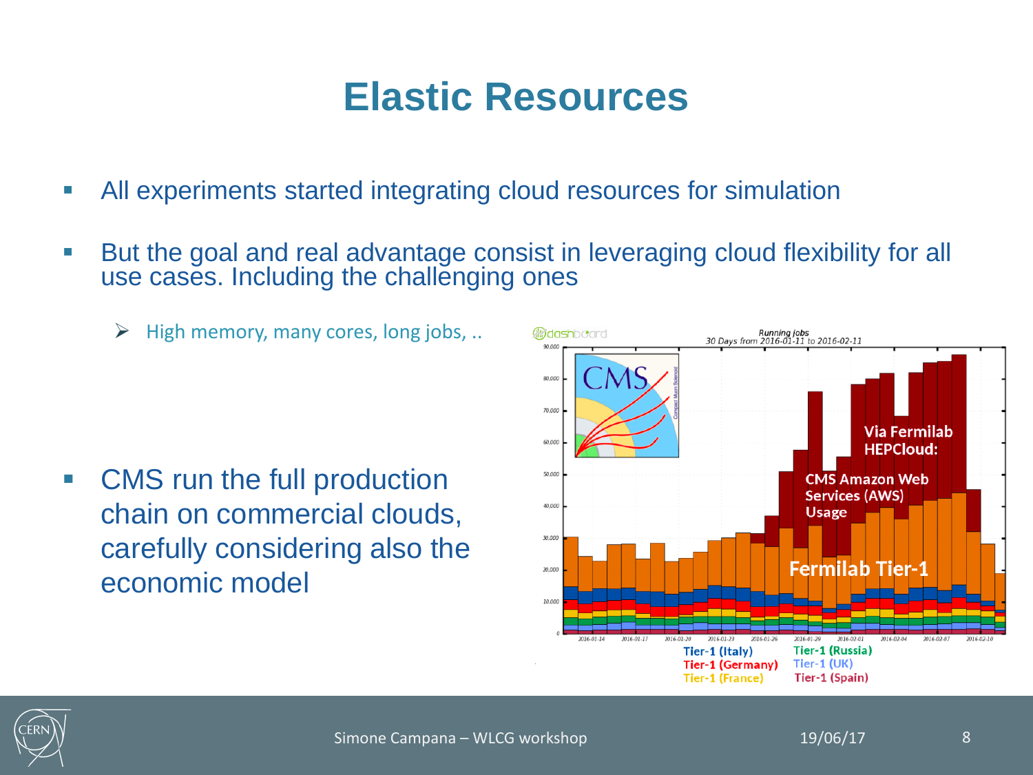# Elastic Resources

- All experiments started integrating cloud resources for simulation
- But the goal and real advantage consist in leveraging cloud flexibility for all use cases. Including the challenging ones
  - High memory, many cores, long jobs, ..
- CMS run the full production chain on commercial clouds, carefully considering also the economic model

Running jobs
30 Days from 2016-01-11 to 2016-02-11

Via Fermilab HEPCloud:

CMS Amazon Web Services (AWS) Usage

Fermilab Tier-1

Tier-1 (Italy) Tier-1 (Russia)
Tier-1 (Germany) Tier-1 (UK)
Tier-1 (France) Tier-1 (Spain)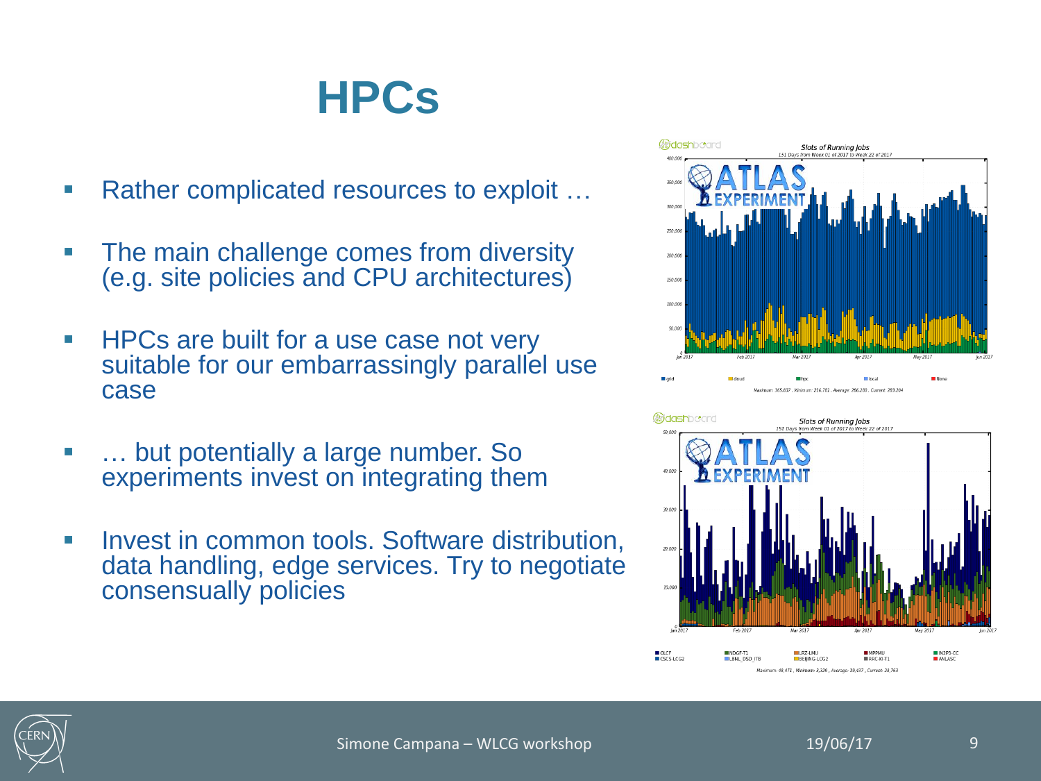# HPCs

- Rather complicated resources to exploit …
- The main challenge comes from diversity (e.g. site policies and CPU architectures)
- HPCs are built for a use case not very suitable for our embarrassingly parallel use case
- … but potentially a large number. So experiments invest on integrating them
- Invest in common tools. Software distribution, data handling, edge services. Try to negotiate consensually policies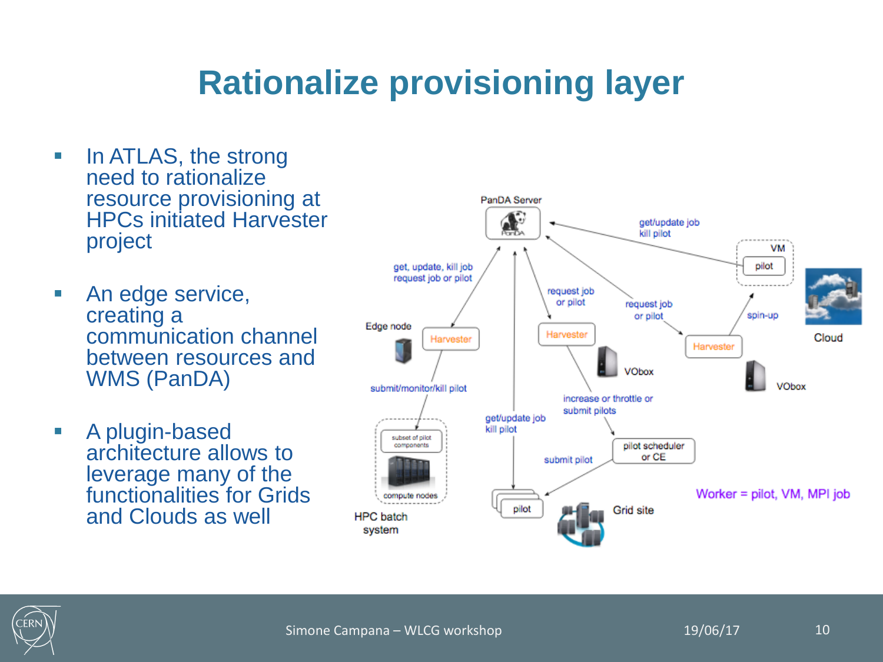# Rationalize provisioning layer

- In ATLAS, the strong need to rationalize resource provisioning at HPCs initiated Harvester project
- An edge service, creating a communication channel between resources and WMS (PanDA)
- A plugin-based architecture allows to leverage many of the functionalities for Grids and Clouds as well

PanDA Server

get, update, kill job
request job or pilot

Edge node

Harvester

submit/monitor/kill pilot

subset of pilot components

compute nodes

HPC batch system

get/update job
kill pilot

request job or pilot

Harvester

VObox

increase or throttle or submit pilots

pilot scheduler or CE

submit pilot

pilot

Grid site

request job or pilot

Harvester

VObox

get/update job
kill pilot

VM

pilot

spin-up

Cloud

Worker = pilot, VM, MPI job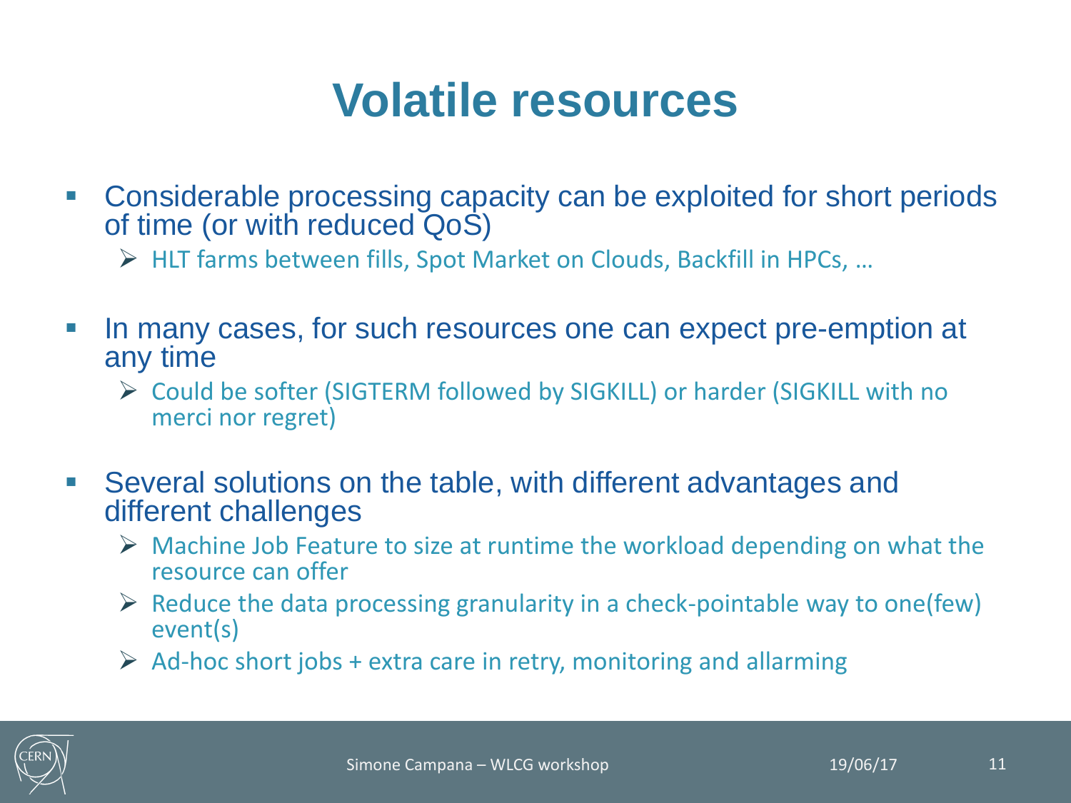# Volatile resources

- Considerable processing capacity can be exploited for short periods of time (or with reduced QoS)
  - HLT farms between fills, Spot Market on Clouds, Backfill in HPCs, …
- In many cases, for such resources one can expect pre-emption at any time
  - Could be softer (SIGTERM followed by SIGKILL) or harder (SIGKILL with no merci nor regret)
- Several solutions on the table, with different advantages and different challenges
  - Machine Job Feature to size at runtime the workload depending on what the resource can offer
  - Reduce the data processing granularity in a check-pointable way to one(few) event(s)
  - Ad-hoc short jobs + extra care in retry, monitoring and allarming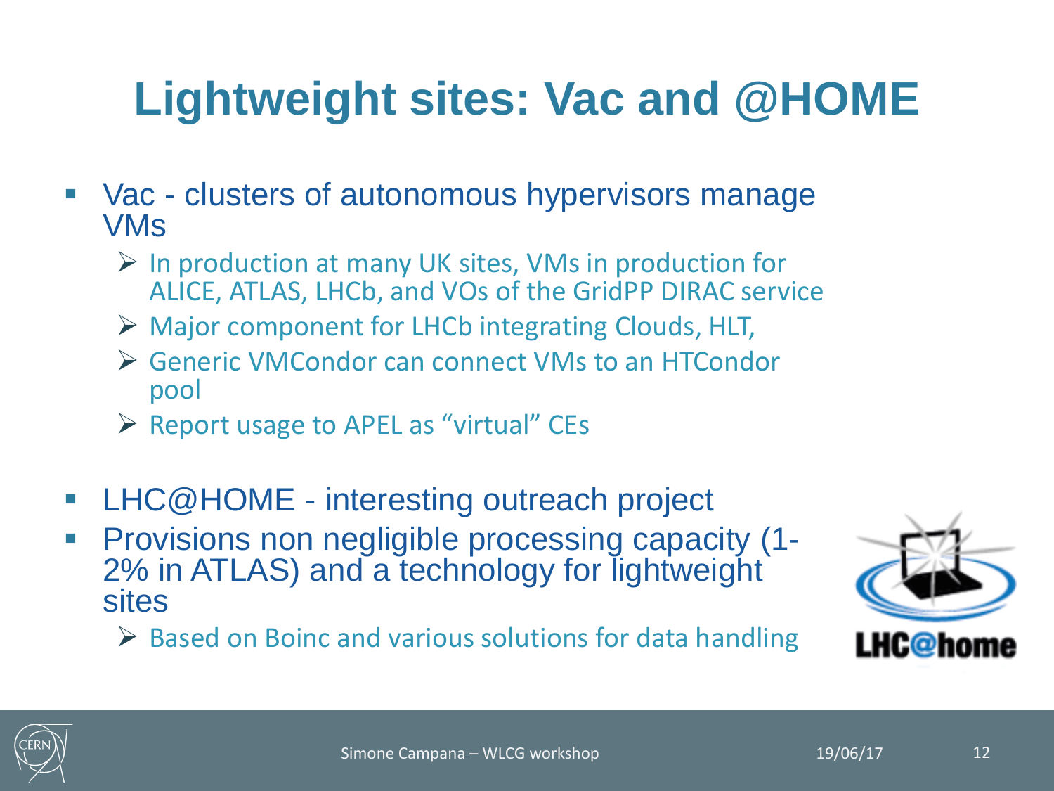# Lightweight sites: Vac and @HOME

- Vac - clusters of autonomous hypervisors manage VMs
  - In production at many UK sites, VMs in production for ALICE, ATLAS, LHCb, and VOs of the GridPP DIRAC service
  - Major component for LHCb integrating Clouds, HLT,
  - Generic VMCondor can connect VMs to an HTCondor pool
  - Report usage to APEL as "virtual" CEs

- LHC@HOME - interesting outreach project
- Provisions non negligible processing capacity (1-2% in ATLAS) and a technology for lightweight sites
  - Based on Boinc and various solutions for data handling

LHC@home